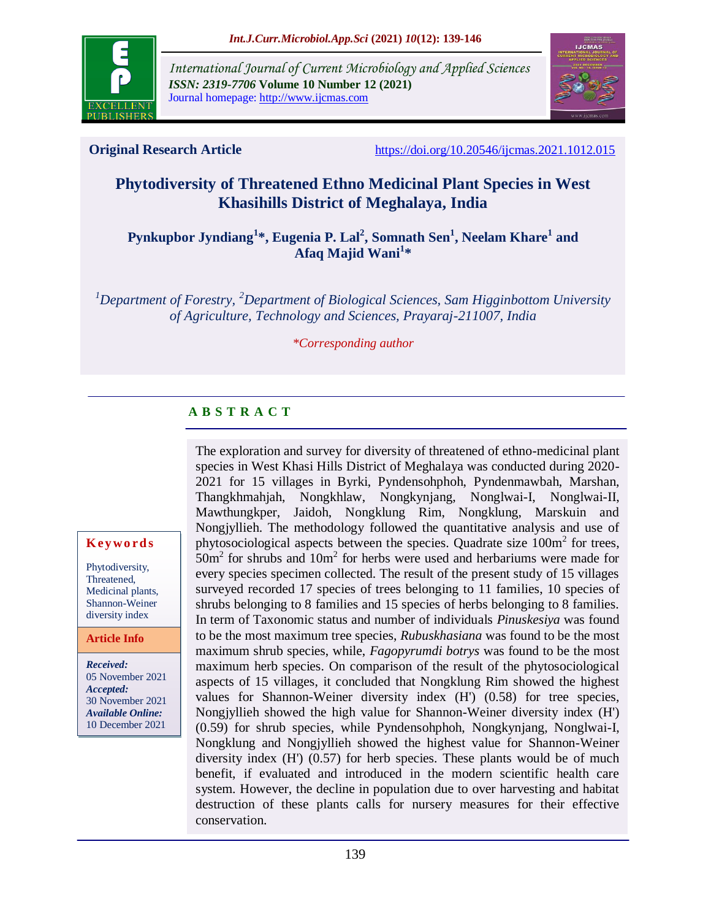International Journal of Current Microbiology and Applied Sciences
*ISSN: 2319-7706* **Volume 10 Number 12 (2021)**
Journal homepage: http://www.ijcmas.com

**Original Research Article** https://doi.org/10.20546/ijcmas.2021.1012.015

# Phytodiversity of Threatened Ethno Medicinal Plant Species in West Khasihills District of Meghalaya, India

**Pynkupbor Jyndiang[1]*, Eugenia P. Lal[2], Somnath Sen[1], Neelam Khare[1] and Afaq Majid Wani[1]***

*[1]Department of Forestry, [2]Department of Biological Sciences, Sam Higginbottom University of Agriculture, Technology and Sciences, Prayaraj-211007, India*

*\*Corresponding author*

## A B S T R A C T

**Keywords**

Phytodiversity, Threatened, Medicinal plants, Shannon-Weiner diversity index

**Article Info**

*Received:* 05 November 2021
*Accepted:* 30 November 2021
*Available Online:* 10 December 2021

The exploration and survey for diversity of threatened of ethno-medicinal plant species in West Khasi Hills District of Meghalaya was conducted during 2020-2021 for 15 villages in Byrki, Pyndensohphoh, Pyndenmawbah, Marshan, Thangkhmahjah, Nongkhlaw, Nongkynjang, Nonglwai-I, Nonglwai-II, Mawthungkper, Jaidoh, Nongklung Rim, Nongklung, Marskuin and Nongjyllieh. The methodology followed the quantitative analysis and use of phytosociological aspects between the species. Quadrate size $100m^2$ for trees, $50m^2$ for shrubs and $10m^2$ for herbs were used and herbariums were made for every species specimen collected. The result of the present study of 15 villages surveyed recorded 17 species of trees belonging to 11 families, 10 species of shrubs belonging to 8 families and 15 species of herbs belonging to 8 families. In term of Taxonomic status and number of individuals *Pinuskesiya* was found to be the most maximum tree species, *Rubuskhasiana* was found to be the most maximum shrub species, while, *Fagopyrumdi botrys* was found to be the most maximum herb species. On comparison of the result of the phytosociological aspects of 15 villages, it concluded that Nongklung Rim showed the highest values for Shannon-Weiner diversity index (H') (0.58) for tree species, Nongjyllieh showed the high value for Shannon-Weiner diversity index (H') (0.59) for shrub species, while Pyndensohphoh, Nongkynjang, Nonglwai-I, Nongklung and Nongjyllieh showed the highest value for Shannon-Weiner diversity index (H') (0.57) for herb species. These plants would be of much benefit, if evaluated and introduced in the modern scientific health care system. However, the decline in population due to over harvesting and habitat destruction of these plants calls for nursery measures for their effective conservation.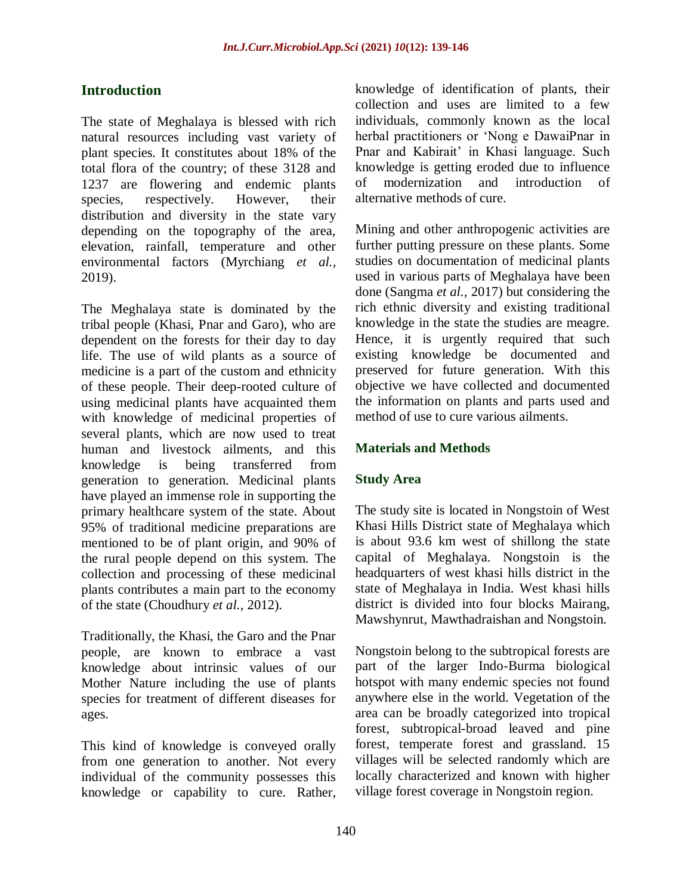## Introduction

The state of Meghalaya is blessed with rich natural resources including vast variety of plant species. It constitutes about 18% of the total flora of the country; of these 3128 and 1237 are flowering and endemic plants species, respectively. However, their distribution and diversity in the state vary depending on the topography of the area, elevation, rainfall, temperature and other environmental factors (Myrchiang *et al.*, 2019).

The Meghalaya state is dominated by the tribal people (Khasi, Pnar and Garo), who are dependent on the forests for their day to day life. The use of wild plants as a source of medicine is a part of the custom and ethnicity of these people. Their deep-rooted culture of using medicinal plants have acquainted them with knowledge of medicinal properties of several plants, which are now used to treat human and livestock ailments, and this knowledge is being transferred from generation to generation. Medicinal plants have played an immense role in supporting the primary healthcare system of the state. About 95% of traditional medicine preparations are mentioned to be of plant origin, and 90% of the rural people depend on this system. The collection and processing of these medicinal plants contributes a main part to the economy of the state (Choudhury *et al.*, 2012).

Traditionally, the Khasi, the Garo and the Pnar people, are known to embrace a vast knowledge about intrinsic values of our Mother Nature including the use of plants species for treatment of different diseases for ages.

This kind of knowledge is conveyed orally from one generation to another. Not every individual of the community possesses this knowledge or capability to cure. Rather, knowledge of identification of plants, their collection and uses are limited to a few individuals, commonly known as the local herbal practitioners or 'Nong e DawaiPnar in Pnar and Kabirait' in Khasi language. Such knowledge is getting eroded due to influence of modernization and introduction of alternative methods of cure.

Mining and other anthropogenic activities are further putting pressure on these plants. Some studies on documentation of medicinal plants used in various parts of Meghalaya have been done (Sangma *et al.*, 2017) but considering the rich ethnic diversity and existing traditional knowledge in the state the studies are meagre. Hence, it is urgently required that such existing knowledge be documented and preserved for future generation. With this objective we have collected and documented the information on plants and parts used and method of use to cure various ailments.

## Materials and Methods

### Study Area

The study site is located in Nongstoin of West Khasi Hills District state of Meghalaya which is about 93.6 km west of shillong the state capital of Meghalaya. Nongstoin is the headquarters of west khasi hills district in the state of Meghalaya in India. West khasi hills district is divided into four blocks Mairang, Mawshynrut, Mawthadraishan and Nongstoin.

Nongstoin belong to the subtropical forests are part of the larger Indo-Burma biological hotspot with many endemic species not found anywhere else in the world. Vegetation of the area can be broadly categorized into tropical forest, subtropical-broad leaved and pine forest, temperate forest and grassland. 15 villages will be selected randomly which are locally characterized and known with higher village forest coverage in Nongstoin region.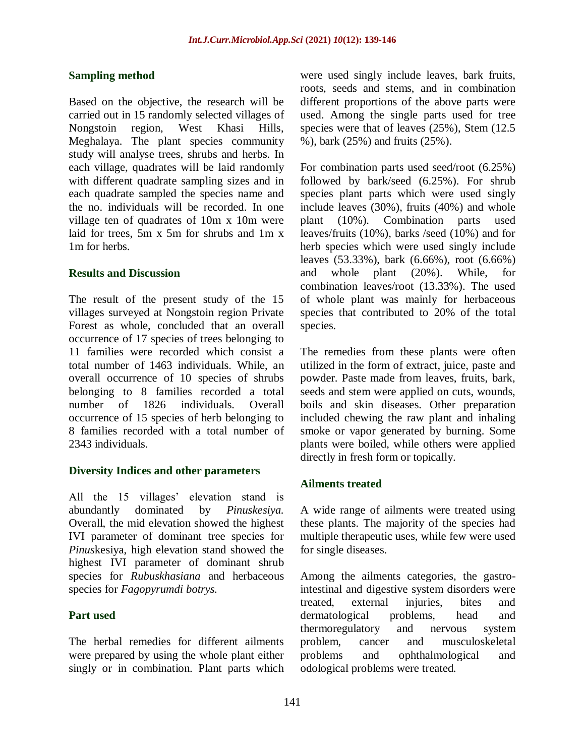### Sampling method

Based on the objective, the research will be carried out in 15 randomly selected villages of Nongstoin region, West Khasi Hills, Meghalaya. The plant species community study will analyse trees, shrubs and herbs. In each village, quadrates will be laid randomly with different quadrate sampling sizes and in each quadrate sampled the species name and the no. individuals will be recorded. In one village ten of quadrates of 10m x 10m were laid for trees, 5m x 5m for shrubs and 1m x 1m for herbs.

### Results and Discussion

The result of the present study of the 15 villages surveyed at Nongstoin region Private Forest as whole, concluded that an overall occurrence of 17 species of trees belonging to 11 families were recorded which consist a total number of 1463 individuals. While, an overall occurrence of 10 species of shrubs belonging to 8 families recorded a total number of 1826 individuals. Overall occurrence of 15 species of herb belonging to 8 families recorded with a total number of 2343 individuals.

### Diversity Indices and other parameters

All the 15 villages' elevation stand is abundantly dominated by *Pinuskesiya.* Overall, the mid elevation showed the highest IVI parameter of dominant tree species for *Pinus*kesiya, high elevation stand showed the highest IVI parameter of dominant shrub species for *Rubuskhasiana* and herbaceous species for *Fagopyrumdi botrys.*

### Part used

The herbal remedies for different ailments were prepared by using the whole plant either singly or in combination. Plant parts which were used singly include leaves, bark fruits, roots, seeds and stems, and in combination different proportions of the above parts were used. Among the single parts used for tree species were that of leaves (25%), Stem (12.5 %), bark (25%) and fruits (25%).

For combination parts used seed/root (6.25%) followed by bark/seed (6.25%). For shrub species plant parts which were used singly include leaves (30%), fruits (40%) and whole plant (10%). Combination parts used leaves/fruits (10%), barks /seed (10%) and for herb species which were used singly include leaves (53.33%), bark (6.66%), root (6.66%) and whole plant (20%). While, for combination leaves/root (13.33%). The used of whole plant was mainly for herbaceous species that contributed to 20% of the total species.

The remedies from these plants were often utilized in the form of extract, juice, paste and powder. Paste made from leaves, fruits, bark, seeds and stem were applied on cuts, wounds, boils and skin diseases. Other preparation included chewing the raw plant and inhaling smoke or vapor generated by burning. Some plants were boiled, while others were applied directly in fresh form or topically.

### Ailments treated

A wide range of ailments were treated using these plants. The majority of the species had multiple therapeutic uses, while few were used for single diseases.

Among the ailments categories, the gastro-intestinal and digestive system disorders were treated, external injuries, bites and dermatological problems, head and thermoregulatory and nervous system problem, cancer and musculoskeletal problems and ophthalmological and odological problems were treated.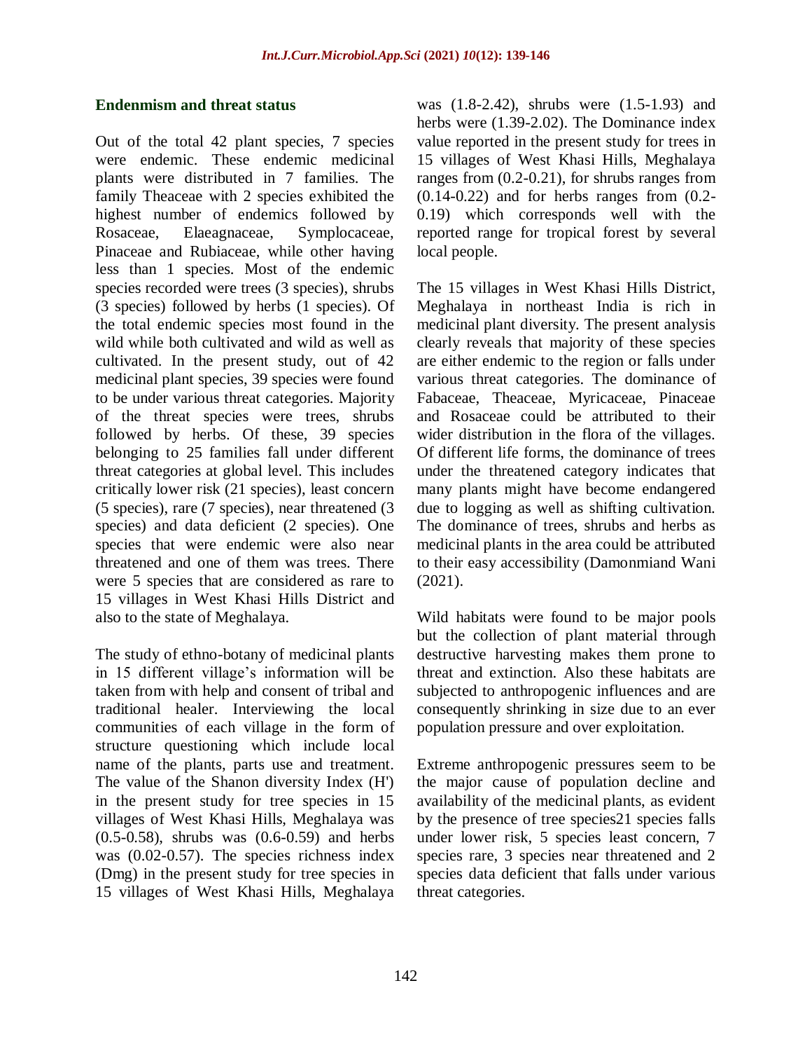### Endenmism and threat status

Out of the total 42 plant species, 7 species were endemic. These endemic medicinal plants were distributed in 7 families. The family Theaceae with 2 species exhibited the highest number of endemics followed by Rosaceae, Elaeagnaceae, Symplocaceae, Pinaceae and Rubiaceae, while other having less than 1 species. Most of the endemic species recorded were trees (3 species), shrubs (3 species) followed by herbs (1 species). Of the total endemic species most found in the wild while both cultivated and wild as well as cultivated. In the present study, out of 42 medicinal plant species, 39 species were found to be under various threat categories. Majority of the threat species were trees, shrubs followed by herbs. Of these, 39 species belonging to 25 families fall under different threat categories at global level. This includes critically lower risk (21 species), least concern (5 species), rare (7 species), near threatened (3 species) and data deficient (2 species). One species that were endemic were also near threatened and one of them was trees. There were 5 species that are considered as rare to 15 villages in West Khasi Hills District and also to the state of Meghalaya.

The study of ethno-botany of medicinal plants in 15 different village's information will be taken from with help and consent of tribal and traditional healer. Interviewing the local communities of each village in the form of structure questioning which include local name of the plants, parts use and treatment. The value of the Shanon diversity Index (H') in the present study for tree species in 15 villages of West Khasi Hills, Meghalaya was (0.5-0.58), shrubs was (0.6-0.59) and herbs was (0.02-0.57). The species richness index (Dmg) in the present study for tree species in 15 villages of West Khasi Hills, Meghalaya was (1.8-2.42), shrubs were (1.5-1.93) and herbs were (1.39-2.02). The Dominance index value reported in the present study for trees in 15 villages of West Khasi Hills, Meghalaya ranges from (0.2-0.21), for shrubs ranges from (0.14-0.22) and for herbs ranges from (0.2-0.19) which corresponds well with the reported range for tropical forest by several local people.

The 15 villages in West Khasi Hills District, Meghalaya in northeast India is rich in medicinal plant diversity. The present analysis clearly reveals that majority of these species are either endemic to the region or falls under various threat categories. The dominance of Fabaceae, Theaceae, Myricaceae, Pinaceae and Rosaceae could be attributed to their wider distribution in the flora of the villages. Of different life forms, the dominance of trees under the threatened category indicates that many plants might have become endangered due to logging as well as shifting cultivation. The dominance of trees, shrubs and herbs as medicinal plants in the area could be attributed to their easy accessibility (Damonmiand Wani (2021).

Wild habitats were found to be major pools but the collection of plant material through destructive harvesting makes them prone to threat and extinction. Also these habitats are subjected to anthropogenic influences and are consequently shrinking in size due to an ever population pressure and over exploitation.

Extreme anthropogenic pressures seem to be the major cause of population decline and availability of the medicinal plants, as evident by the presence of tree species21 species falls under lower risk, 5 species least concern, 7 species rare, 3 species near threatened and 2 species data deficient that falls under various threat categories.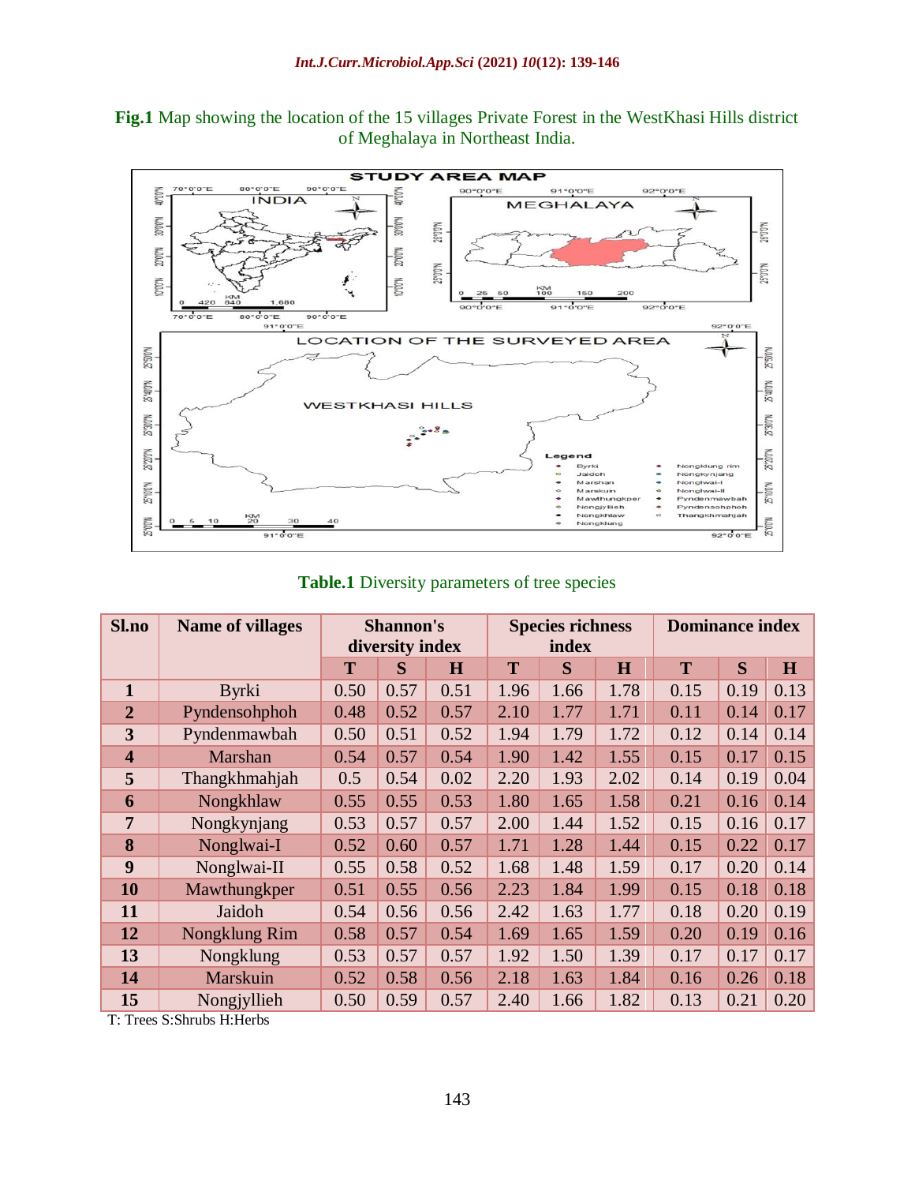**Fig.1** Map showing the location of the 15 villages Private Forest in the WestKhasi Hills district of Meghalaya in Northeast India.

**Table.1** Diversity parameters of tree species

| Sl.no | Name of villages | Shannon's diversity index | | | Species richness index | | | Dominance index | | |
|---|---|---|---|---|---|---|---|---|---|---|
| | | T | S | H | T | S | H | T | S | H |
| 1 | Byrki | 0.50 | 0.57 | 0.51 | 1.96 | 1.66 | 1.78 | 0.15 | 0.19 | 0.13 |
| 2 | Pyndensohphoh | 0.48 | 0.52 | 0.57 | 2.10 | 1.77 | 1.71 | 0.11 | 0.14 | 0.17 |
| 3 | Pyndenmawbah | 0.50 | 0.51 | 0.52 | 1.94 | 1.79 | 1.72 | 0.12 | 0.14 | 0.14 |
| 4 | Marshan | 0.54 | 0.57 | 0.54 | 1.90 | 1.42 | 1.55 | 0.15 | 0.17 | 0.15 |
| 5 | Thangkhmahjah | 0.5 | 0.54 | 0.02 | 2.20 | 1.93 | 2.02 | 0.14 | 0.19 | 0.04 |
| 6 | Nongkhlaw | 0.55 | 0.55 | 0.53 | 1.80 | 1.65 | 1.58 | 0.21 | 0.16 | 0.14 |
| 7 | Nongkynjang | 0.53 | 0.57 | 0.57 | 2.00 | 1.44 | 1.52 | 0.15 | 0.16 | 0.17 |
| 8 | Nonglwai-I | 0.52 | 0.60 | 0.57 | 1.71 | 1.28 | 1.44 | 0.15 | 0.22 | 0.17 |
| 9 | Nonglwai-II | 0.55 | 0.58 | 0.52 | 1.68 | 1.48 | 1.59 | 0.17 | 0.20 | 0.14 |
| 10 | Mawthungkper | 0.51 | 0.55 | 0.56 | 2.23 | 1.84 | 1.99 | 0.15 | 0.18 | 0.18 |
| 11 | Jaidoh | 0.54 | 0.56 | 0.56 | 2.42 | 1.63 | 1.77 | 0.18 | 0.20 | 0.19 |
| 12 | Nongklung Rim | 0.58 | 0.57 | 0.54 | 1.69 | 1.65 | 1.59 | 0.20 | 0.19 | 0.16 |
| 13 | Nongklung | 0.53 | 0.57 | 0.57 | 1.92 | 1.50 | 1.39 | 0.17 | 0.17 | 0.17 |
| 14 | Marskuin | 0.52 | 0.58 | 0.56 | 2.18 | 1.63 | 1.84 | 0.16 | 0.26 | 0.18 |
| 15 | Nongjyllieh | 0.50 | 0.59 | 0.57 | 2.40 | 1.66 | 1.82 | 0.13 | 0.21 | 0.20 |

T: Trees S:Shrubs H:Herbs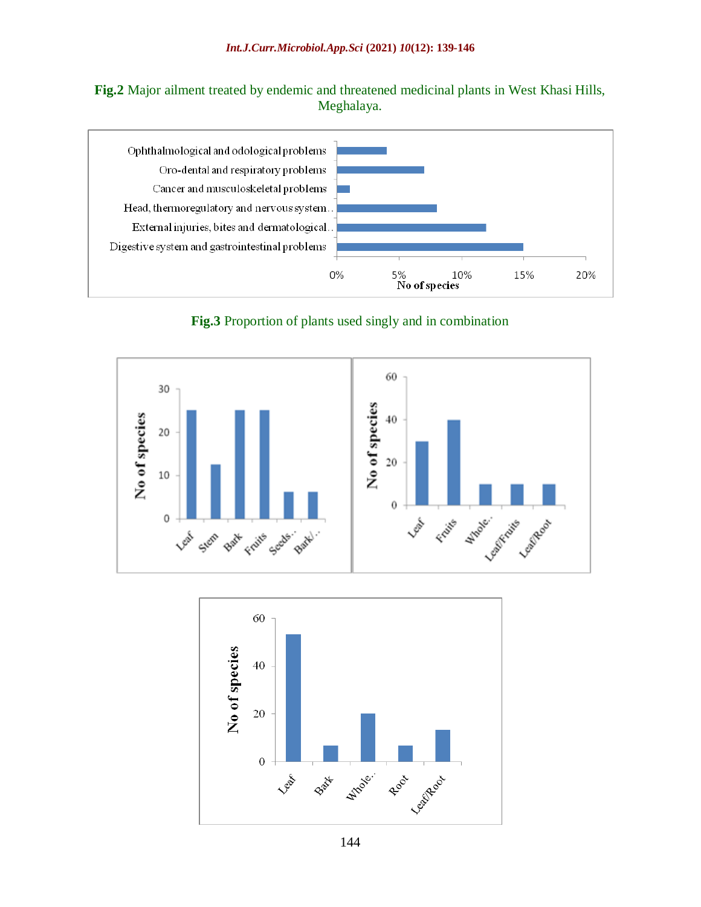**Fig.2** Major ailment treated by endemic and threatened medicinal plants in West Khasi Hills, Meghalaya.

**Fig.3** Proportion of plants used singly and in combination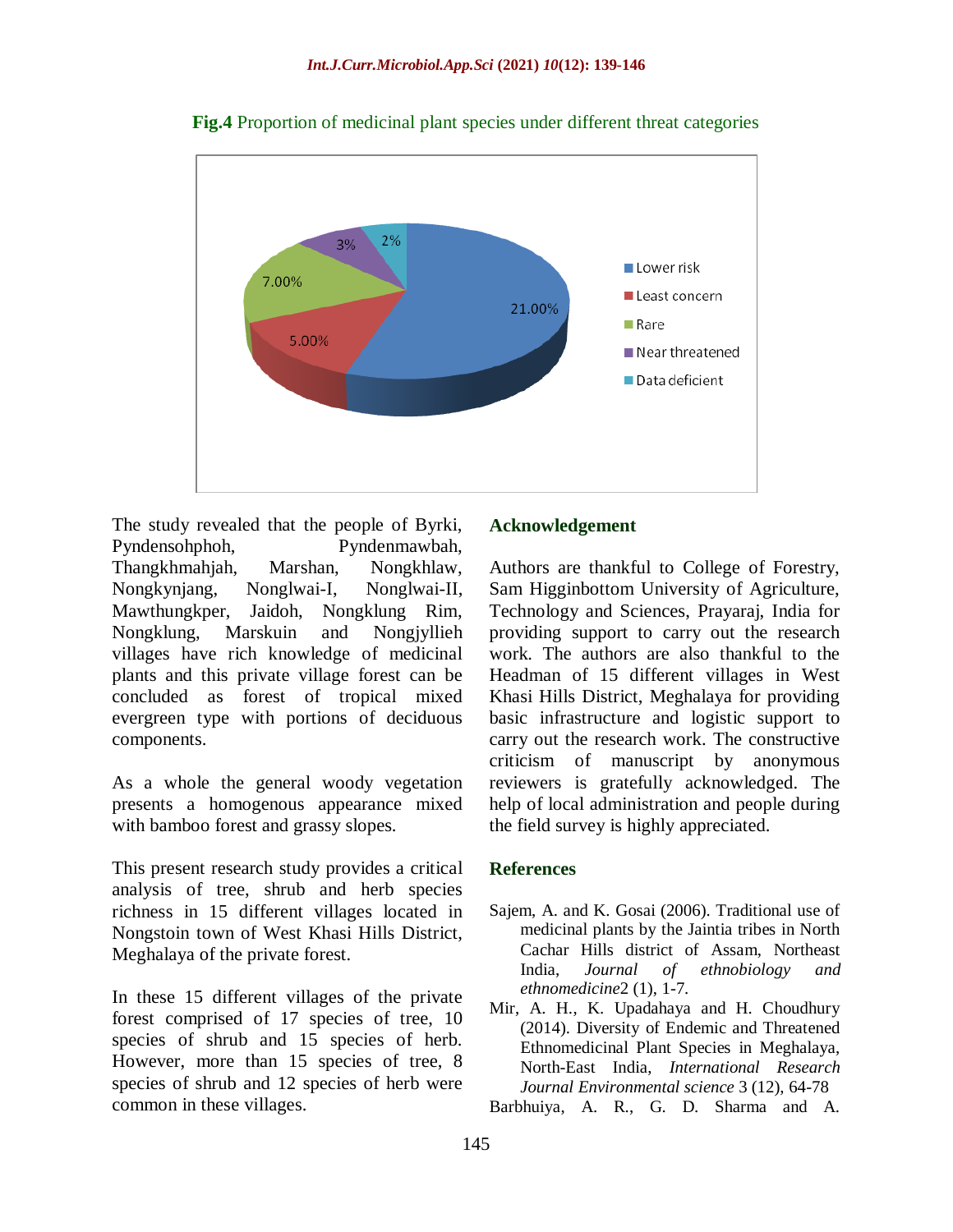**Fig.4** Proportion of medicinal plant species under different threat categories

The study revealed that the people of Byrki, Pyndensohphoh, Pyndenmawbah, Thangkhmahjah, Marshan, Nongkhlaw, Nongkynjang, Nonglwai-I, Nonglwai-II, Mawthungkper, Jaidoh, Nongklung Rim, Nongklung, Marskuin and Nongjyllieh villages have rich knowledge of medicinal plants and this private village forest can be concluded as forest of tropical mixed evergreen type with portions of deciduous components.

As a whole the general woody vegetation presents a homogenous appearance mixed with bamboo forest and grassy slopes.

This present research study provides a critical analysis of tree, shrub and herb species richness in 15 different villages located in Nongstoin town of West Khasi Hills District, Meghalaya of the private forest.

In these 15 different villages of the private forest comprised of 17 species of tree, 10 species of shrub and 15 species of herb. However, more than 15 species of tree, 8 species of shrub and 12 species of herb were common in these villages.

## Acknowledgement

Authors are thankful to College of Forestry, Sam Higginbottom University of Agriculture, Technology and Sciences, Prayaraj, India for providing support to carry out the research work. The authors are also thankful to the Headman of 15 different villages in West Khasi Hills District, Meghalaya for providing basic infrastructure and logistic support to carry out the research work. The constructive criticism of manuscript by anonymous reviewers is gratefully acknowledged. The help of local administration and people during the field survey is highly appreciated.

## References

Sajem, A. and K. Gosai (2006). Traditional use of medicinal plants by the Jaintia tribes in North Cachar Hills district of Assam, Northeast India, *Journal of ethnobiology and ethnomedicine*2 (1), 1-7.

Mir, A. H., K. Upadahaya and H. Choudhury (2014). Diversity of Endemic and Threatened Ethnomedicinal Plant Species in Meghalaya, North-East India, *International Research Journal Environmental science* 3 (12), 64-78

Barbhuiya, A. R., G. D. Sharma and A.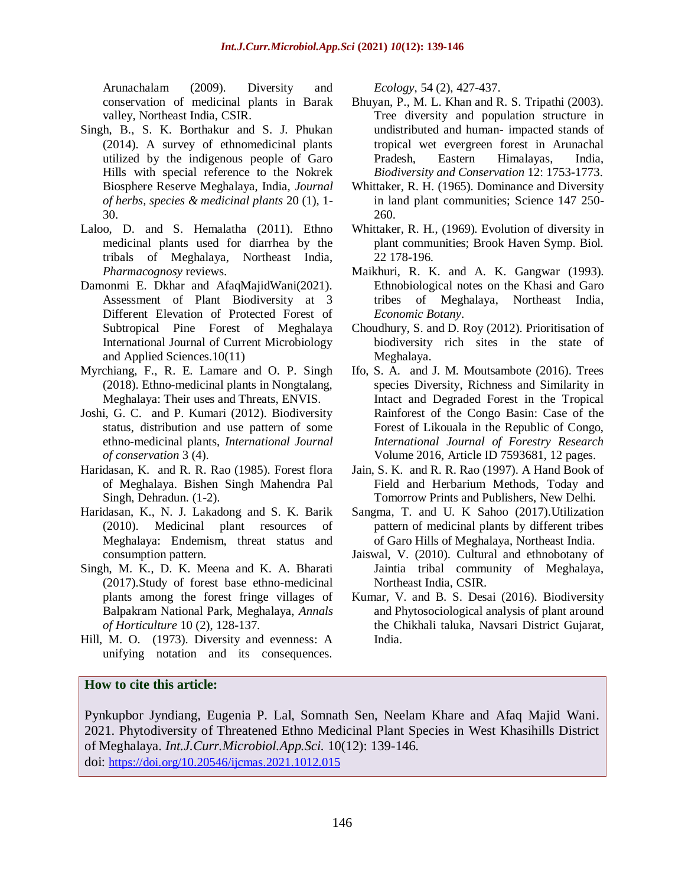Arunachalam (2009). Diversity and conservation of medicinal plants in Barak valley, Northeast India, CSIR.

Singh, B., S. K. Borthakur and S. J. Phukan (2014). A survey of ethnomedicinal plants utilized by the indigenous people of Garo Hills with special reference to the Nokrek Biosphere Reserve Meghalaya, India, *Journal of herbs, species & medicinal plants* 20 (1), 1-30.

Laloo, D. and S. Hemalatha (2011). Ethno medicinal plants used for diarrhea by the tribals of Meghalaya, Northeast India, *Pharmacognosy* reviews.

Damonmi E. Dkhar and AfaqMajidWani(2021). Assessment of Plant Biodiversity at 3 Different Elevation of Protected Forest of Subtropical Pine Forest of Meghalaya International Journal of Current Microbiology and Applied Sciences.10(11)

Myrchiang, F., R. E. Lamare and O. P. Singh (2018). Ethno-medicinal plants in Nongtalang, Meghalaya: Their uses and Threats, ENVIS.

Joshi, G. C. and P. Kumari (2012). Biodiversity status, distribution and use pattern of some ethno-medicinal plants, *International Journal of conservation* 3 (4).

Haridasan, K. and R. R. Rao (1985). Forest flora of Meghalaya. Bishen Singh Mahendra Pal Singh, Dehradun. (1-2).

Haridasan, K., N. J. Lakadong and S. K. Barik (2010). Medicinal plant resources of Meghalaya: Endemism, threat status and consumption pattern.

Singh, M. K., D. K. Meena and K. A. Bharati (2017).Study of forest base ethno-medicinal plants among the forest fringe villages of Balpakram National Park, Meghalaya, *Annals of Horticulture* 10 (2), 128-137.

Hill, M. O. (1973). Diversity and evenness: A unifying notation and its consequences. *Ecology*, 54 (2), 427-437.

Bhuyan, P., M. L. Khan and R. S. Tripathi (2003). Tree diversity and population structure in undistributed and human- impacted stands of tropical wet evergreen forest in Arunachal Pradesh, Eastern Himalayas, India, *Biodiversity and Conservation* 12: 1753-1773.

Whittaker, R. H. (1965). Dominance and Diversity in land plant communities; Science 147 250-260.

Whittaker, R. H., (1969). Evolution of diversity in plant communities; Brook Haven Symp. Biol. 22 178-196.

Maikhuri, R. K. and A. K. Gangwar (1993). Ethnobiological notes on the Khasi and Garo tribes of Meghalaya, Northeast India, *Economic Botany*.

Choudhury, S. and D. Roy (2012). Prioritisation of biodiversity rich sites in the state of Meghalaya.

Ifo, S. A. and J. M. Moutsambote (2016). Trees species Diversity, Richness and Similarity in Intact and Degraded Forest in the Tropical Rainforest of the Congo Basin: Case of the Forest of Likouala in the Republic of Congo, *International Journal of Forestry Research* Volume 2016, Article ID 7593681, 12 pages.

Jain, S. K. and R. R. Rao (1997). A Hand Book of Field and Herbarium Methods, Today and Tomorrow Prints and Publishers, New Delhi.

Sangma, T. and U. K Sahoo (2017).Utilization pattern of medicinal plants by different tribes of Garo Hills of Meghalaya, Northeast India.

Jaiswal, V. (2010). Cultural and ethnobotany of Jaintia tribal community of Meghalaya, Northeast India, CSIR.

Kumar, V. and B. S. Desai (2016). Biodiversity and Phytosociological analysis of plant around the Chikhali taluka, Navsari District Gujarat, India.

**How to cite this article:**

Pynkupbor Jyndiang, Eugenia P. Lal, Somnath Sen, Neelam Khare and Afaq Majid Wani. 2021. Phytodiversity of Threatened Ethno Medicinal Plant Species in West Khasihills District of Meghalaya. *Int.J.Curr.Microbiol.App.Sci.* 10(12): 139-146.
doi: https://doi.org/10.20546/ijcmas.2021.1012.015